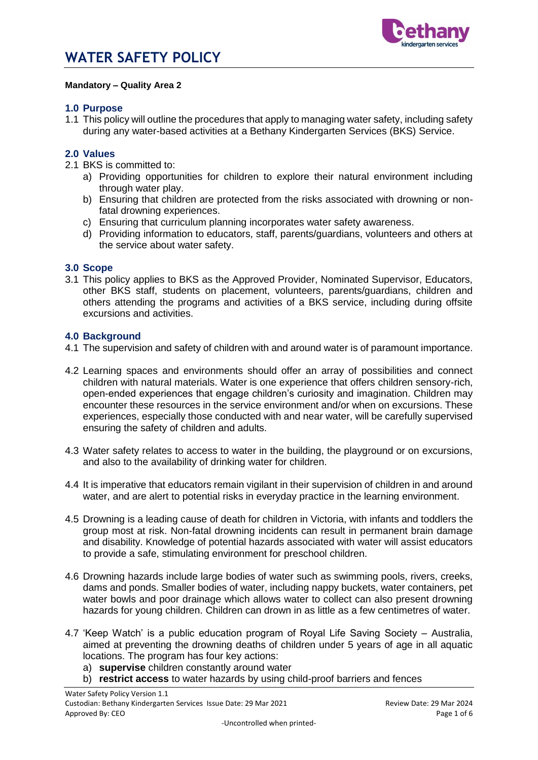# WATER SAFETY POLICY

**Mandatory – Quality Area 2**

## 1.0 Purpose

1.1 This policy will outline the procedures that apply to managing water safety, including safety during any water-based activities at a Bethany Kindergarten Services (BKS) Service.

## 2.0 Values

2.1 BKS is committed to:

a) Providing opportunities for children to explore their natural environment including through water play.
b) Ensuring that children are protected from the risks associated with drowning or non-fatal drowning experiences.
c) Ensuring that curriculum planning incorporates water safety awareness.
d) Providing information to educators, staff, parents/guardians, volunteers and others at the service about water safety.

## 3.0 Scope

3.1 This policy applies to BKS as the Approved Provider, Nominated Supervisor, Educators, other BKS staff, students on placement, volunteers, parents/guardians, children and others attending the programs and activities of a BKS service, including during offsite excursions and activities.

## 4.0 Background

4.1 The supervision and safety of children with and around water is of paramount importance.

4.2 Learning spaces and environments should offer an array of possibilities and connect children with natural materials. Water is one experience that offers children sensory-rich, open-ended experiences that engage children's curiosity and imagination. Children may encounter these resources in the service environment and/or when on excursions. These experiences, especially those conducted with and near water, will be carefully supervised ensuring the safety of children and adults.

4.3 Water safety relates to access to water in the building, the playground or on excursions, and also to the availability of drinking water for children.

4.4 It is imperative that educators remain vigilant in their supervision of children in and around water, and are alert to potential risks in everyday practice in the learning environment.

4.5 Drowning is a leading cause of death for children in Victoria, with infants and toddlers the group most at risk. Non-fatal drowning incidents can result in permanent brain damage and disability. Knowledge of potential hazards associated with water will assist educators to provide a safe, stimulating environment for preschool children.

4.6 Drowning hazards include large bodies of water such as swimming pools, rivers, creeks, dams and ponds. Smaller bodies of water, including nappy buckets, water containers, pet water bowls and poor drainage which allows water to collect can also present drowning hazards for young children. Children can drown in as little as a few centimetres of water.

4.7 'Keep Watch' is a public education program of Royal Life Saving Society – Australia, aimed at preventing the drowning deaths of children under 5 years of age in all aquatic locations. The program has four key actions:

a) **supervise** children constantly around water
b) **restrict access** to water hazards by using child-proof barriers and fences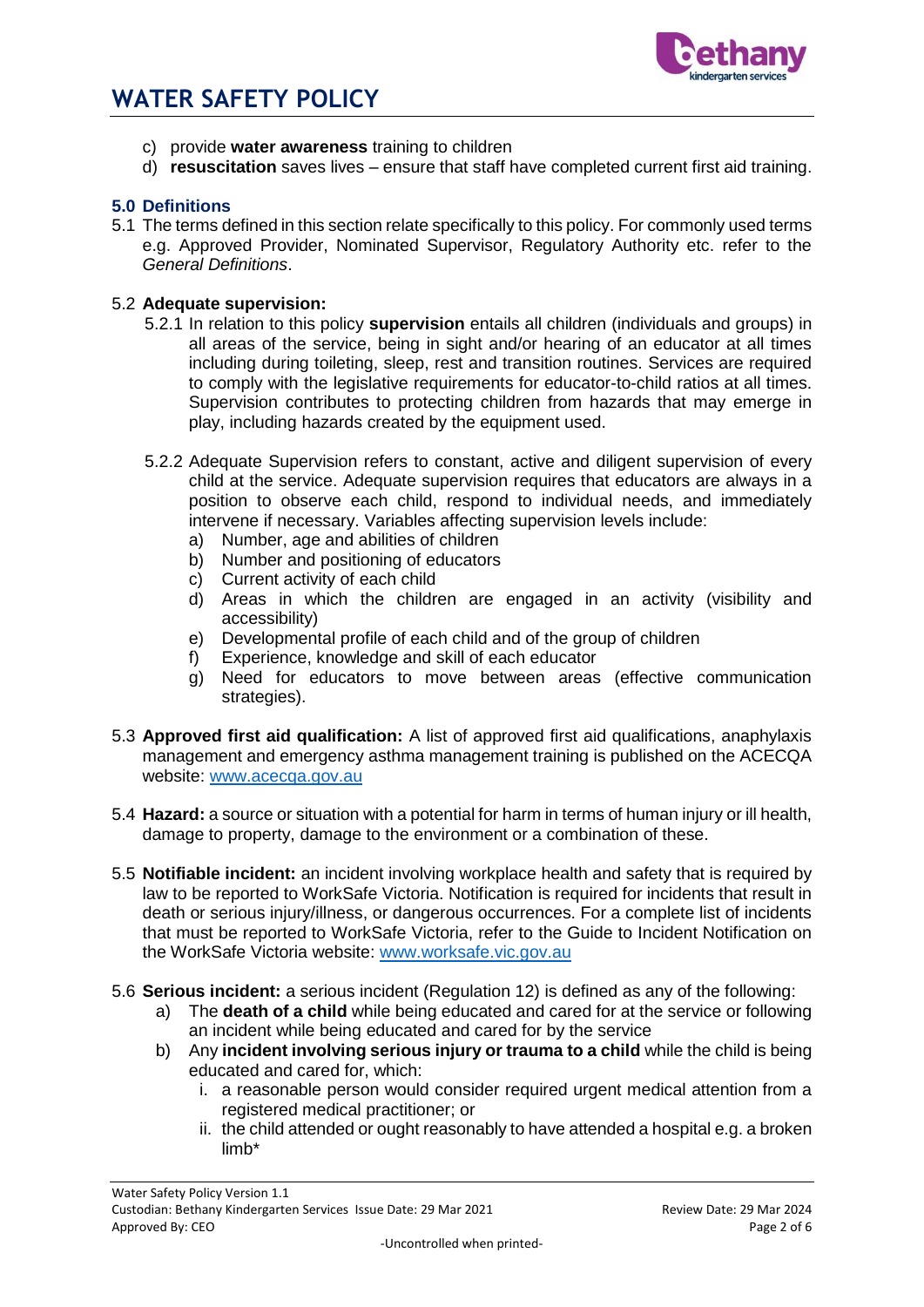c) provide **water awareness** training to children
d) **resuscitation** saves lives – ensure that staff have completed current first aid training.

## 5.0 Definitions

5.1 The terms defined in this section relate specifically to this policy. For commonly used terms e.g. Approved Provider, Nominated Supervisor, Regulatory Authority etc. refer to the *General Definitions*.

5.2 **Adequate supervision:**

5.2.1 In relation to this policy **supervision** entails all children (individuals and groups) in all areas of the service, being in sight and/or hearing of an educator at all times including during toileting, sleep, rest and transition routines. Services are required to comply with the legislative requirements for educator-to-child ratios at all times. Supervision contributes to protecting children from hazards that may emerge in play, including hazards created by the equipment used.

5.2.2 Adequate Supervision refers to constant, active and diligent supervision of every child at the service. Adequate supervision requires that educators are always in a position to observe each child, respond to individual needs, and immediately intervene if necessary. Variables affecting supervision levels include:

a) Number, age and abilities of children
b) Number and positioning of educators
c) Current activity of each child
d) Areas in which the children are engaged in an activity (visibility and accessibility)
e) Developmental profile of each child and of the group of children
f) Experience, knowledge and skill of each educator
g) Need for educators to move between areas (effective communication strategies).

5.3 **Approved first aid qualification:** A list of approved first aid qualifications, anaphylaxis management and emergency asthma management training is published on the ACECQA website: [www.acecqa.gov.au](http://www.acecqa.gov.au)

5.4 **Hazard:** a source or situation with a potential for harm in terms of human injury or ill health, damage to property, damage to the environment or a combination of these.

5.5 **Notifiable incident:** an incident involving workplace health and safety that is required by law to be reported to WorkSafe Victoria. Notification is required for incidents that result in death or serious injury/illness, or dangerous occurrences. For a complete list of incidents that must be reported to WorkSafe Victoria, refer to the Guide to Incident Notification on the WorkSafe Victoria website: [www.worksafe.vic.gov.au](http://www.worksafe.vic.gov.au)

5.6 **Serious incident:** a serious incident (Regulation 12) is defined as any of the following:

a) The **death of a child** while being educated and cared for at the service or following an incident while being educated and cared for by the service
b) Any **incident involving serious injury or trauma to a child** while the child is being educated and cared for, which:
   i. a reasonable person would consider required urgent medical attention from a registered medical practitioner; or
   ii. the child attended or ought reasonably to have attended a hospital e.g. a broken limb*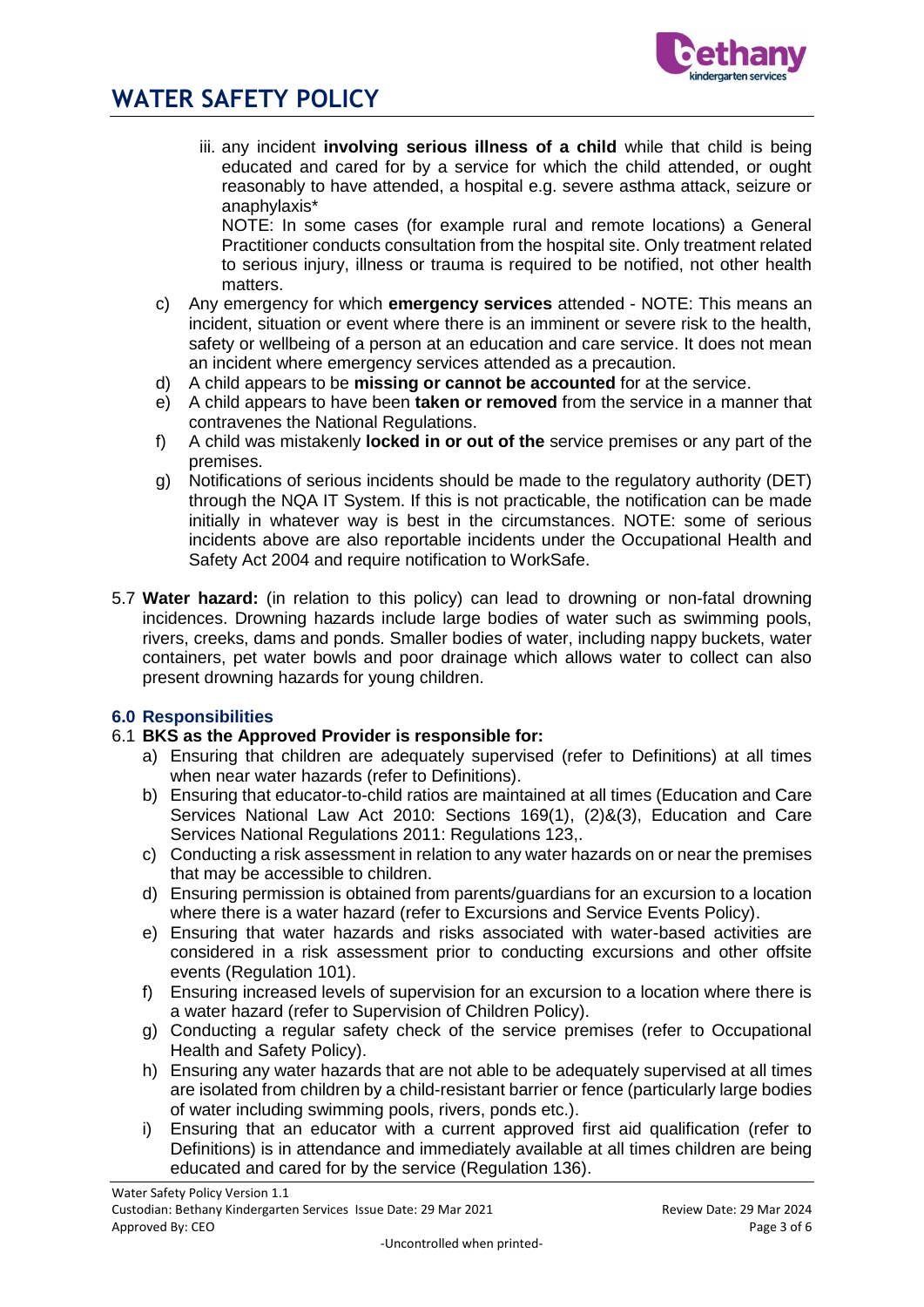iii. any incident **involving serious illness of a child** while that child is being educated and cared for by a service for which the child attended, or ought reasonably to have attended, a hospital e.g. severe asthma attack, seizure or anaphylaxis*

NOTE: In some cases (for example rural and remote locations) a General Practitioner conducts consultation from the hospital site. Only treatment related to serious injury, illness or trauma is required to be notified, not other health matters.

c) Any emergency for which **emergency services** attended - NOTE: This means an incident, situation or event where there is an imminent or severe risk to the health, safety or wellbeing of a person at an education and care service. It does not mean an incident where emergency services attended as a precaution.
d) A child appears to be **missing or cannot be accounted** for at the service.
e) A child appears to have been **taken or removed** from the service in a manner that contravenes the National Regulations.
f) A child was mistakenly **locked in or out of the** service premises or any part of the premises.
g) Notifications of serious incidents should be made to the regulatory authority (DET) through the NQA IT System. If this is not practicable, the notification can be made initially in whatever way is best in the circumstances. NOTE: some of serious incidents above are also reportable incidents under the Occupational Health and Safety Act 2004 and require notification to WorkSafe.

5.7 **Water hazard:** (in relation to this policy) can lead to drowning or non-fatal drowning incidences. Drowning hazards include large bodies of water such as swimming pools, rivers, creeks, dams and ponds. Smaller bodies of water, including nappy buckets, water containers, pet water bowls and poor drainage which allows water to collect can also present drowning hazards for young children.

## 6.0 Responsibilities

### 6.1 BKS as the Approved Provider is responsible for:

a) Ensuring that children are adequately supervised (refer to Definitions) at all times when near water hazards (refer to Definitions).
b) Ensuring that educator-to-child ratios are maintained at all times (Education and Care Services National Law Act 2010: Sections 169(1), (2)&(3), Education and Care Services National Regulations 2011: Regulations 123,.
c) Conducting a risk assessment in relation to any water hazards on or near the premises that may be accessible to children.
d) Ensuring permission is obtained from parents/guardians for an excursion to a location where there is a water hazard (refer to Excursions and Service Events Policy).
e) Ensuring that water hazards and risks associated with water-based activities are considered in a risk assessment prior to conducting excursions and other offsite events (Regulation 101).
f) Ensuring increased levels of supervision for an excursion to a location where there is a water hazard (refer to Supervision of Children Policy).
g) Conducting a regular safety check of the service premises (refer to Occupational Health and Safety Policy).
h) Ensuring any water hazards that are not able to be adequately supervised at all times are isolated from children by a child-resistant barrier or fence (particularly large bodies of water including swimming pools, rivers, ponds etc.).
i) Ensuring that an educator with a current approved first aid qualification (refer to Definitions) is in attendance and immediately available at all times children are being educated and cared for by the service (Regulation 136).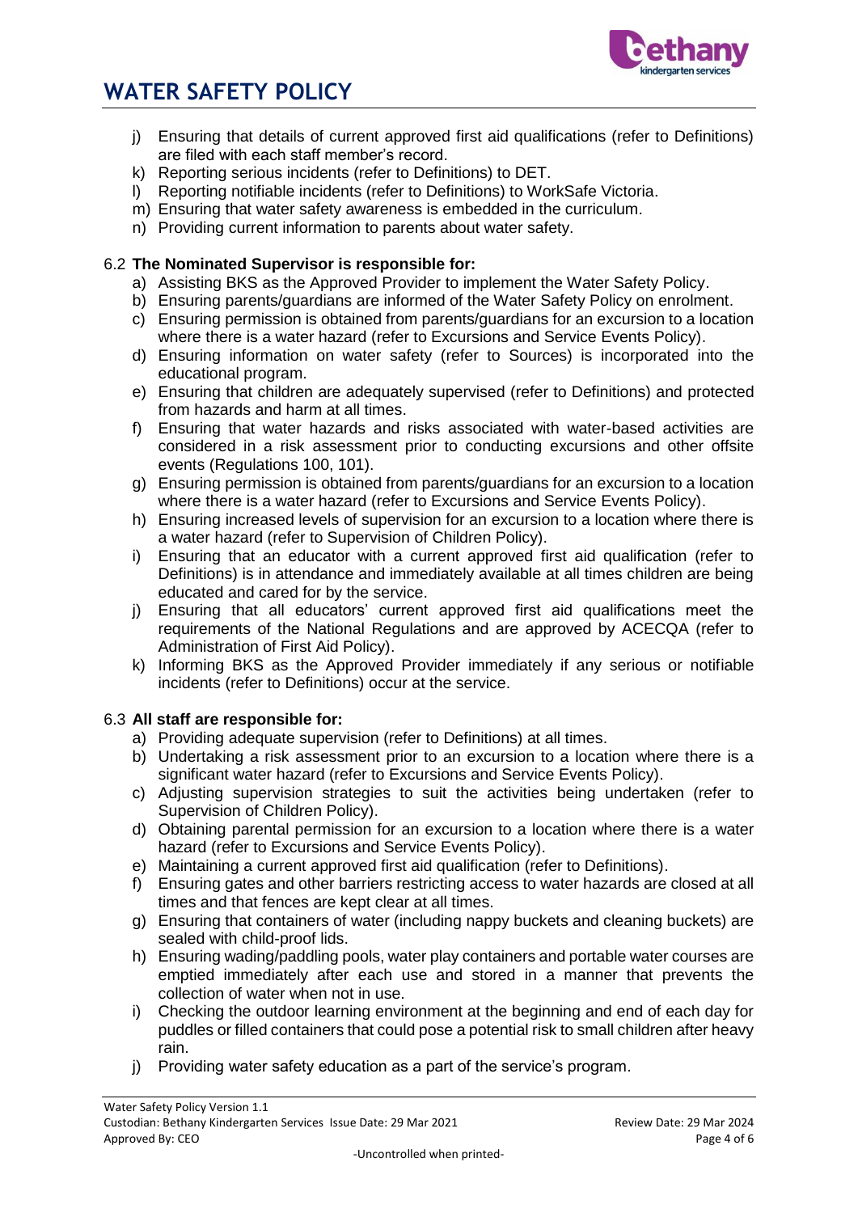j) Ensuring that details of current approved first aid qualifications (refer to Definitions) are filed with each staff member's record.
k) Reporting serious incidents (refer to Definitions) to DET.
l) Reporting notifiable incidents (refer to Definitions) to WorkSafe Victoria.
m) Ensuring that water safety awareness is embedded in the curriculum.
n) Providing current information to parents about water safety.

### 6.2 The Nominated Supervisor is responsible for:

a) Assisting BKS as the Approved Provider to implement the Water Safety Policy.
b) Ensuring parents/guardians are informed of the Water Safety Policy on enrolment.
c) Ensuring permission is obtained from parents/guardians for an excursion to a location where there is a water hazard (refer to Excursions and Service Events Policy).
d) Ensuring information on water safety (refer to Sources) is incorporated into the educational program.
e) Ensuring that children are adequately supervised (refer to Definitions) and protected from hazards and harm at all times.
f) Ensuring that water hazards and risks associated with water-based activities are considered in a risk assessment prior to conducting excursions and other offsite events (Regulations 100, 101).
g) Ensuring permission is obtained from parents/guardians for an excursion to a location where there is a water hazard (refer to Excursions and Service Events Policy).
h) Ensuring increased levels of supervision for an excursion to a location where there is a water hazard (refer to Supervision of Children Policy).
i) Ensuring that an educator with a current approved first aid qualification (refer to Definitions) is in attendance and immediately available at all times children are being educated and cared for by the service.
j) Ensuring that all educators' current approved first aid qualifications meet the requirements of the National Regulations and are approved by ACECQA (refer to Administration of First Aid Policy).
k) Informing BKS as the Approved Provider immediately if any serious or notifiable incidents (refer to Definitions) occur at the service.

### 6.3 All staff are responsible for:

a) Providing adequate supervision (refer to Definitions) at all times.
b) Undertaking a risk assessment prior to an excursion to a location where there is a significant water hazard (refer to Excursions and Service Events Policy).
c) Adjusting supervision strategies to suit the activities being undertaken (refer to Supervision of Children Policy).
d) Obtaining parental permission for an excursion to a location where there is a water hazard (refer to Excursions and Service Events Policy).
e) Maintaining a current approved first aid qualification (refer to Definitions).
f) Ensuring gates and other barriers restricting access to water hazards are closed at all times and that fences are kept clear at all times.
g) Ensuring that containers of water (including nappy buckets and cleaning buckets) are sealed with child-proof lids.
h) Ensuring wading/paddling pools, water play containers and portable water courses are emptied immediately after each use and stored in a manner that prevents the collection of water when not in use.
i) Checking the outdoor learning environment at the beginning and end of each day for puddles or filled containers that could pose a potential risk to small children after heavy rain.
j) Providing water safety education as a part of the service's program.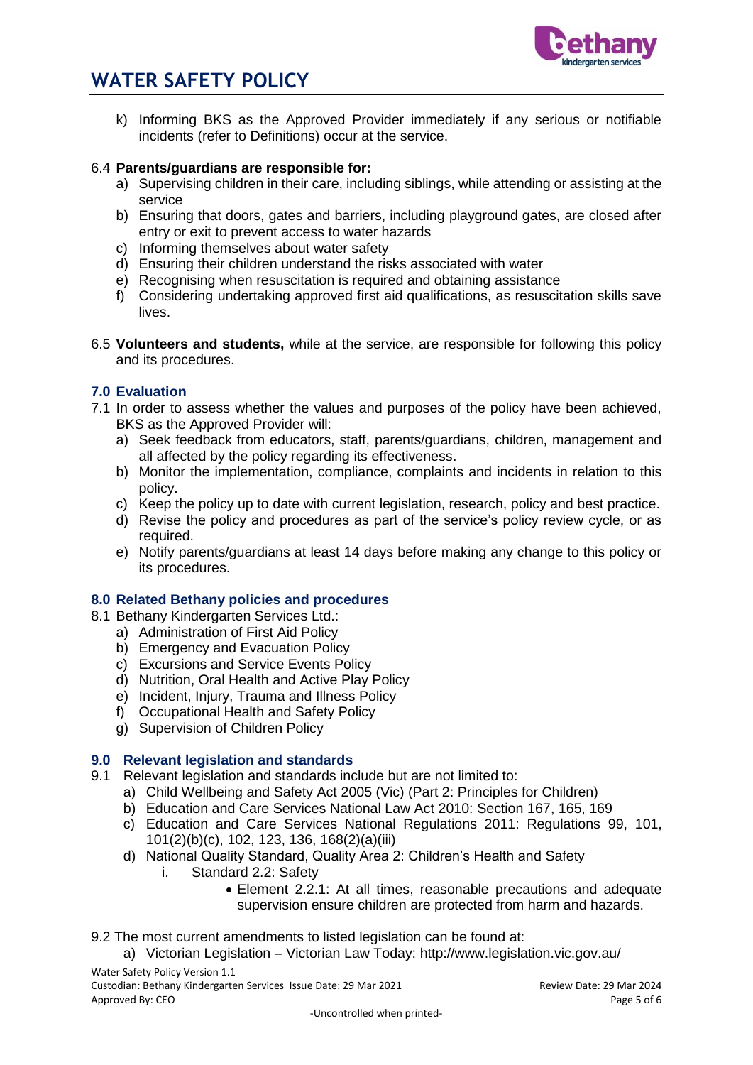k) Informing BKS as the Approved Provider immediately if any serious or notifiable incidents (refer to Definitions) occur at the service.

6.4 **Parents/guardians are responsible for:**

a) Supervising children in their care, including siblings, while attending or assisting at the service
b) Ensuring that doors, gates and barriers, including playground gates, are closed after entry or exit to prevent access to water hazards
c) Informing themselves about water safety
d) Ensuring their children understand the risks associated with water
e) Recognising when resuscitation is required and obtaining assistance
f) Considering undertaking approved first aid qualifications, as resuscitation skills save lives.

6.5 **Volunteers and students,** while at the service, are responsible for following this policy and its procedures.

## 7.0 Evaluation

7.1 In order to assess whether the values and purposes of the policy have been achieved, BKS as the Approved Provider will:

a) Seek feedback from educators, staff, parents/guardians, children, management and all affected by the policy regarding its effectiveness.
b) Monitor the implementation, compliance, complaints and incidents in relation to this policy.
c) Keep the policy up to date with current legislation, research, policy and best practice.
d) Revise the policy and procedures as part of the service's policy review cycle, or as required.
e) Notify parents/guardians at least 14 days before making any change to this policy or its procedures.

## 8.0 Related Bethany policies and procedures

8.1 Bethany Kindergarten Services Ltd.:

a) Administration of First Aid Policy
b) Emergency and Evacuation Policy
c) Excursions and Service Events Policy
d) Nutrition, Oral Health and Active Play Policy
e) Incident, Injury, Trauma and Illness Policy
f) Occupational Health and Safety Policy
g) Supervision of Children Policy

## 9.0 Relevant legislation and standards

9.1 Relevant legislation and standards include but are not limited to:

a) Child Wellbeing and Safety Act 2005 (Vic) (Part 2: Principles for Children)
b) Education and Care Services National Law Act 2010: Section 167, 165, 169
c) Education and Care Services National Regulations 2011: Regulations 99, 101, 101(2)(b)(c), 102, 123, 136, 168(2)(a)(iii)
d) National Quality Standard, Quality Area 2: Children's Health and Safety
    i. Standard 2.2: Safety
        - Element 2.2.1: At all times, reasonable precautions and adequate supervision ensure children are protected from harm and hazards.

9.2 The most current amendments to listed legislation can be found at:

a) Victorian Legislation – Victorian Law Today: http://www.legislation.vic.gov.au/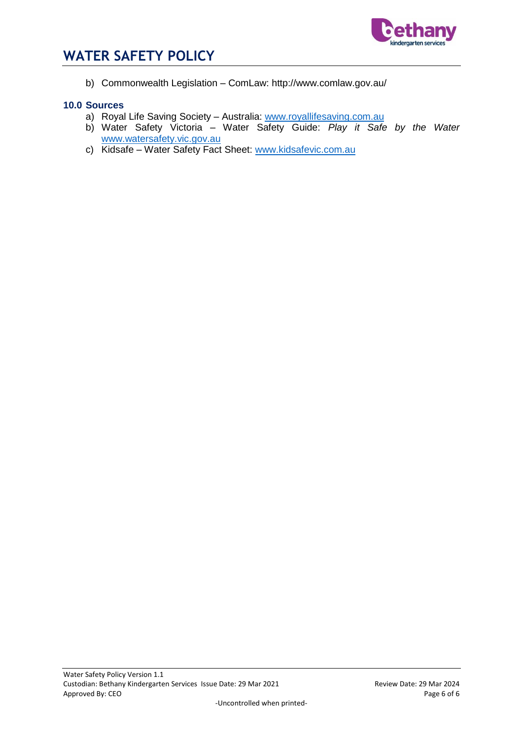b) Commonwealth Legislation – ComLaw: http://www.comlaw.gov.au/

### 10.0 Sources

a) Royal Life Saving Society – Australia: www.royallifesaving.com.au
b) Water Safety Victoria – Water Safety Guide: *Play it Safe by the Water* www.watersafety.vic.gov.au
c) Kidsafe – Water Safety Fact Sheet: www.kidsafevic.com.au